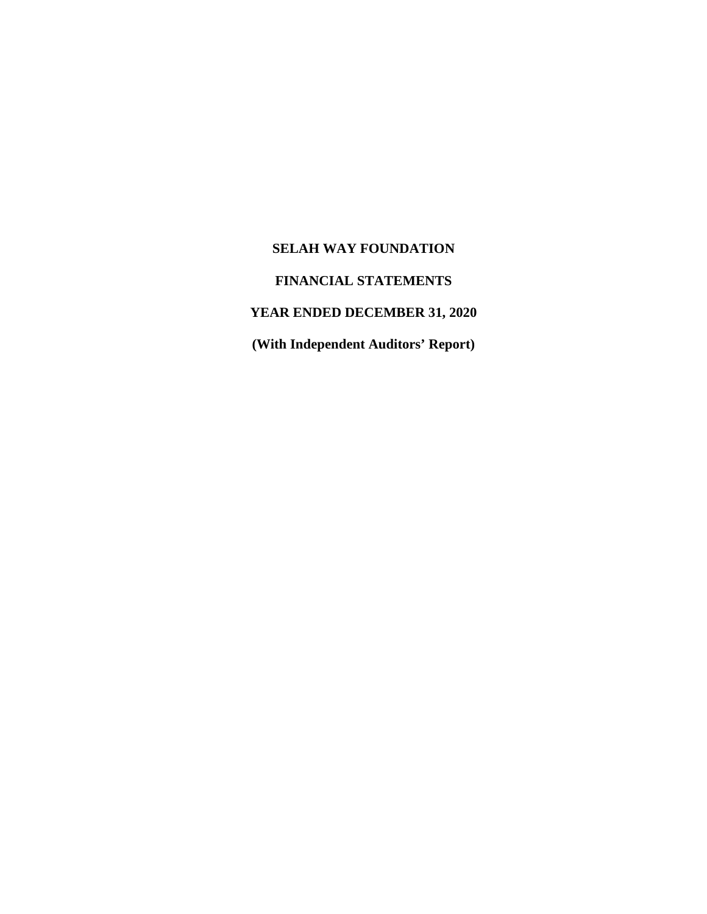# SELAH WAY FOUNDATION

## FINANCIAL STATEMENTS

## YEAR ENDED DECEMBER 31, 2020

**(With Independent Auditors' Report)**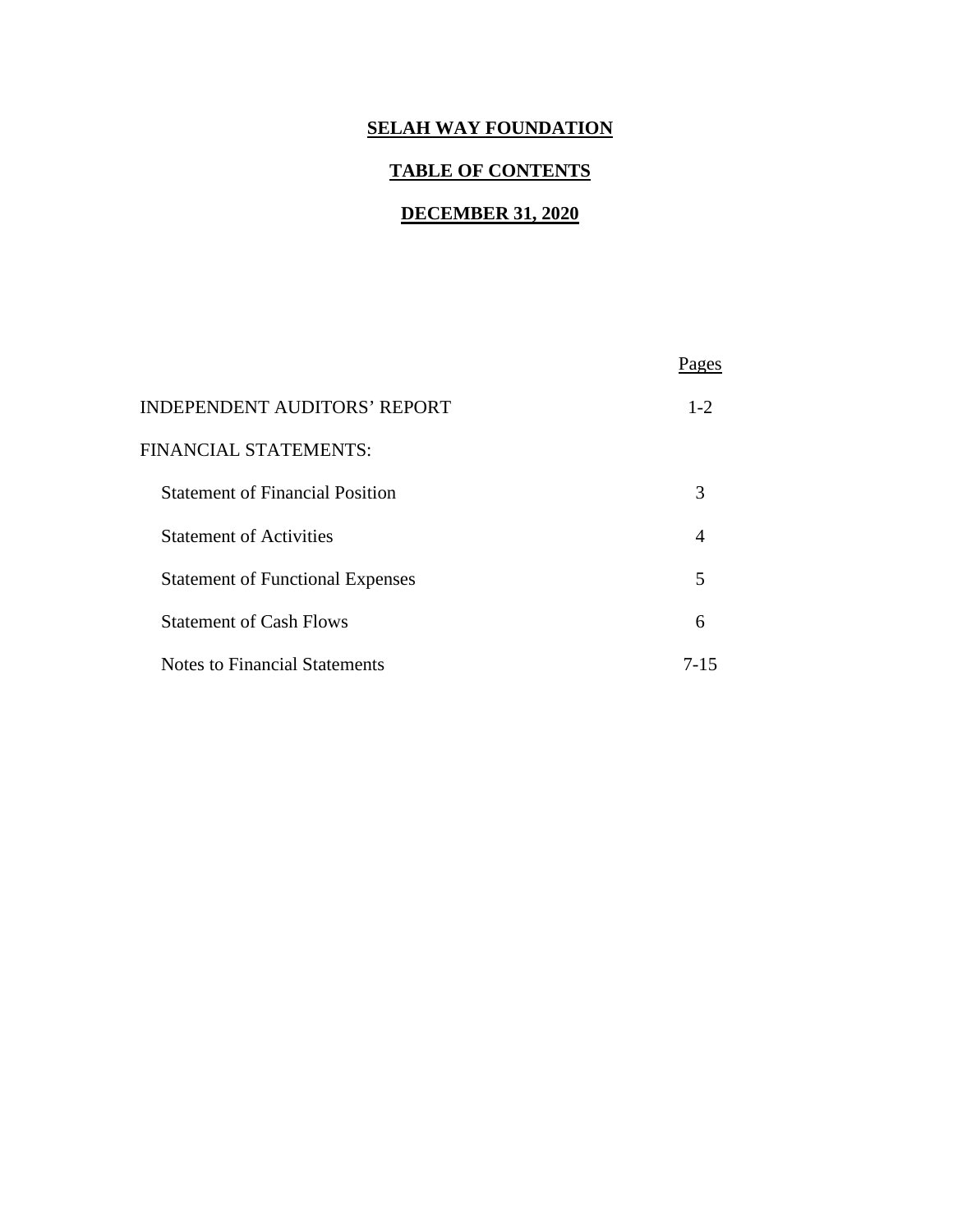**SELAH WAY FOUNDATION**

**TABLE OF CONTENTS**

**DECEMBER 31, 2020**

| | Pages |
|---|---|
| INDEPENDENT AUDITORS' REPORT | 1-2 |
| FINANCIAL STATEMENTS: | |
| Statement of Financial Position | 3 |
| Statement of Activities | 4 |
| Statement of Functional Expenses | 5 |
| Statement of Cash Flows | 6 |
| Notes to Financial Statements | 7-15 |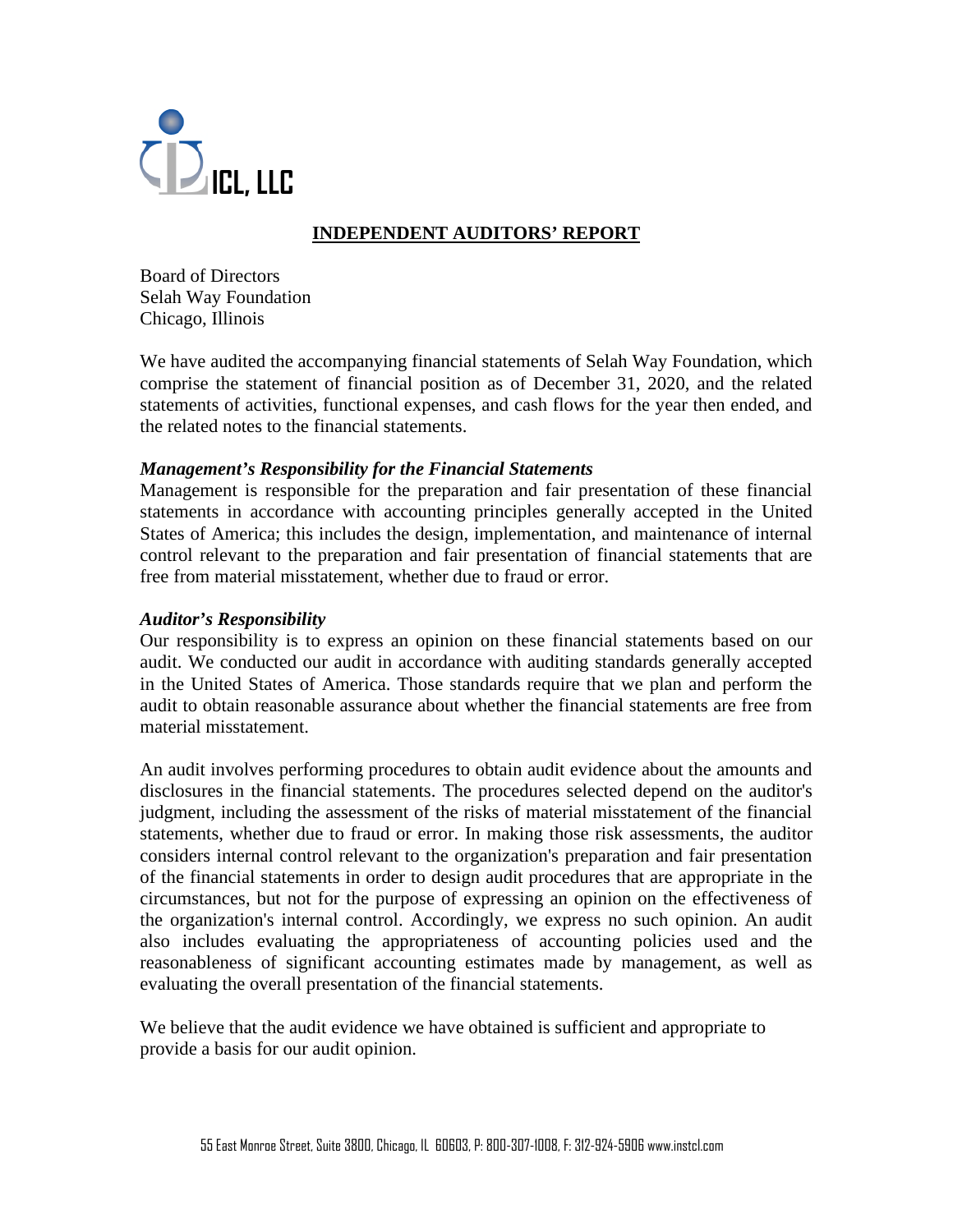ICL, LLC

## INDEPENDENT AUDITORS' REPORT

Board of Directors
Selah Way Foundation
Chicago, Illinois

We have audited the accompanying financial statements of Selah Way Foundation, which comprise the statement of financial position as of December 31, 2020, and the related statements of activities, functional expenses, and cash flows for the year then ended, and the related notes to the financial statements.

***Management's Responsibility for the Financial Statements***
Management is responsible for the preparation and fair presentation of these financial statements in accordance with accounting principles generally accepted in the United States of America; this includes the design, implementation, and maintenance of internal control relevant to the preparation and fair presentation of financial statements that are free from material misstatement, whether due to fraud or error.

***Auditor's Responsibility***
Our responsibility is to express an opinion on these financial statements based on our audit. We conducted our audit in accordance with auditing standards generally accepted in the United States of America. Those standards require that we plan and perform the audit to obtain reasonable assurance about whether the financial statements are free from material misstatement.

An audit involves performing procedures to obtain audit evidence about the amounts and disclosures in the financial statements. The procedures selected depend on the auditor's judgment, including the assessment of the risks of material misstatement of the financial statements, whether due to fraud or error. In making those risk assessments, the auditor considers internal control relevant to the organization's preparation and fair presentation of the financial statements in order to design audit procedures that are appropriate in the circumstances, but not for the purpose of expressing an opinion on the effectiveness of the organization's internal control. Accordingly, we express no such opinion. An audit also includes evaluating the appropriateness of accounting policies used and the reasonableness of significant accounting estimates made by management, as well as evaluating the overall presentation of the financial statements.

We believe that the audit evidence we have obtained is sufficient and appropriate to provide a basis for our audit opinion.

55 East Monroe Street, Suite 3800, Chicago, IL 60603, P: 800-307-1008, F: 312-924-5906 www.instcl.com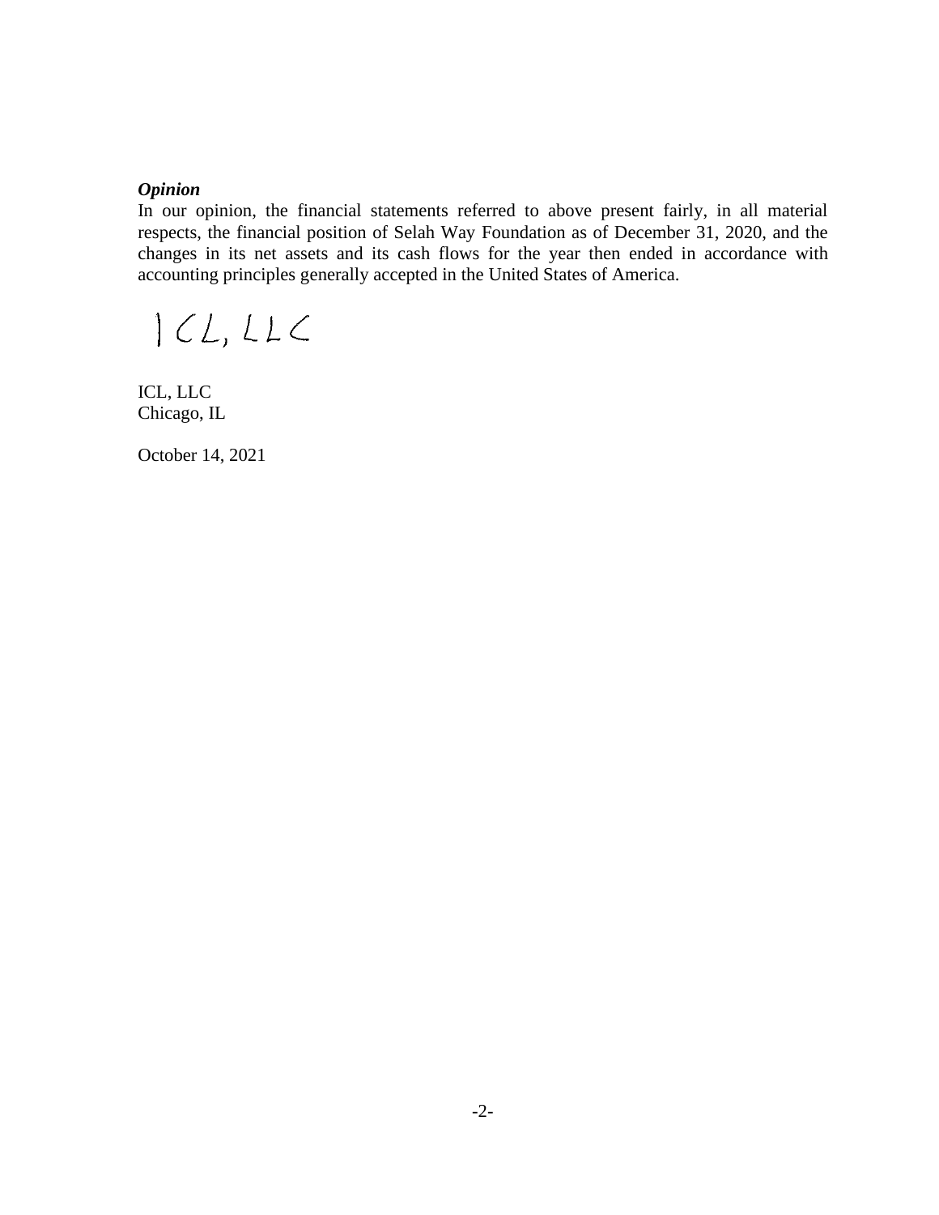***Opinion***

In our opinion, the financial statements referred to above present fairly, in all material respects, the financial position of Selah Way Foundation as of December 31, 2020, and the changes in its net assets and its cash flows for the year then ended in accordance with accounting principles generally accepted in the United States of America.

ICL, LLC

ICL, LLC
Chicago, IL

October 14, 2021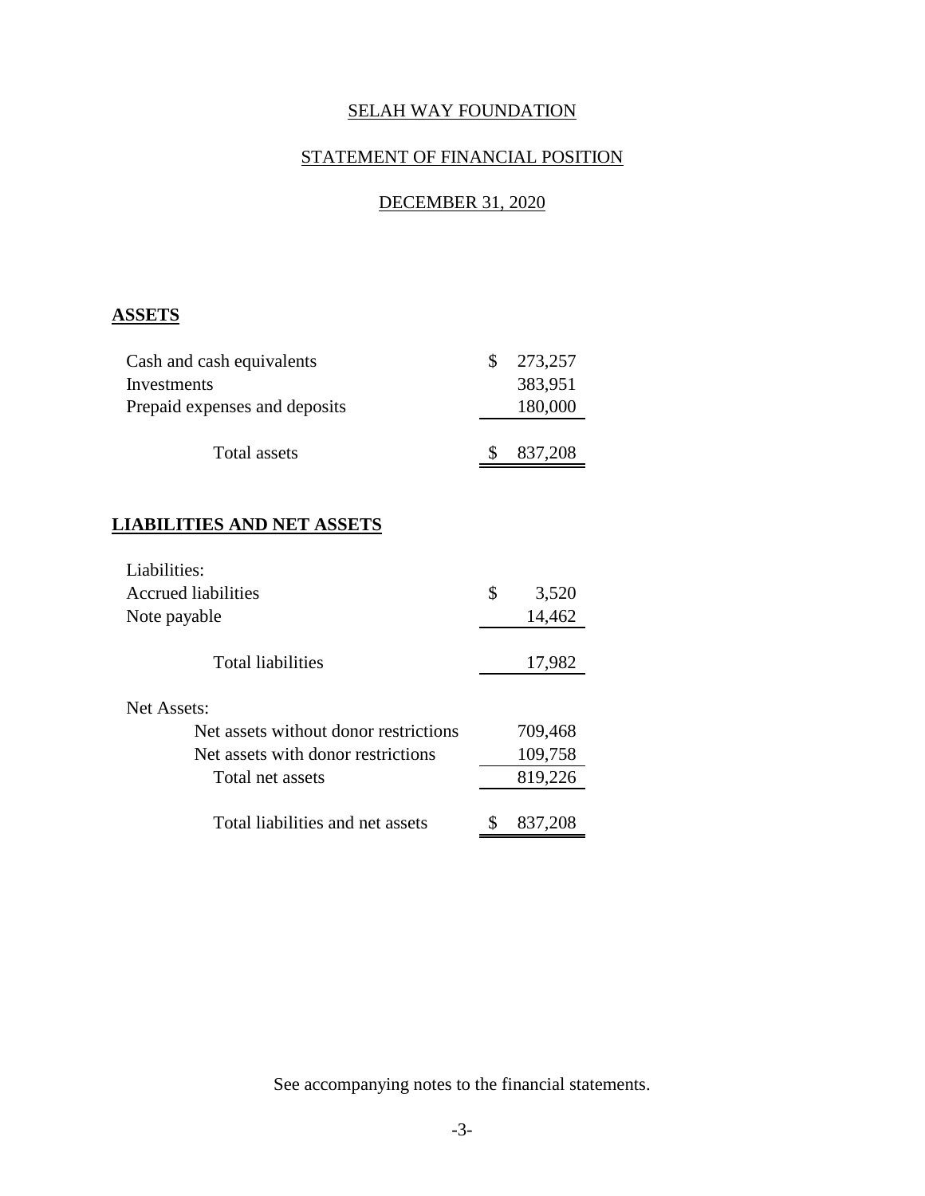# SELAH WAY FOUNDATION

## STATEMENT OF FINANCIAL POSITION

## DECEMBER 31, 2020

**ASSETS**

| | |
|---|---|
| Cash and cash equivalents | $ 273,257 |
| Investments | 383,951 |
| Prepaid expenses and deposits | 180,000 |
| Total assets | $ 837,208 |

**LIABILITIES AND NET ASSETS**

| | |
|---|---|
| Liabilities: | |
| Accrued liabilities | $ 3,520 |
| Note payable | 14,462 |
| Total liabilities | 17,982 |
| Net Assets: | |
| Net assets without donor restrictions | 709,468 |
| Net assets with donor restrictions | 109,758 |
| Total net assets | 819,226 |
| Total liabilities and net assets | $ 837,208 |

See accompanying notes to the financial statements.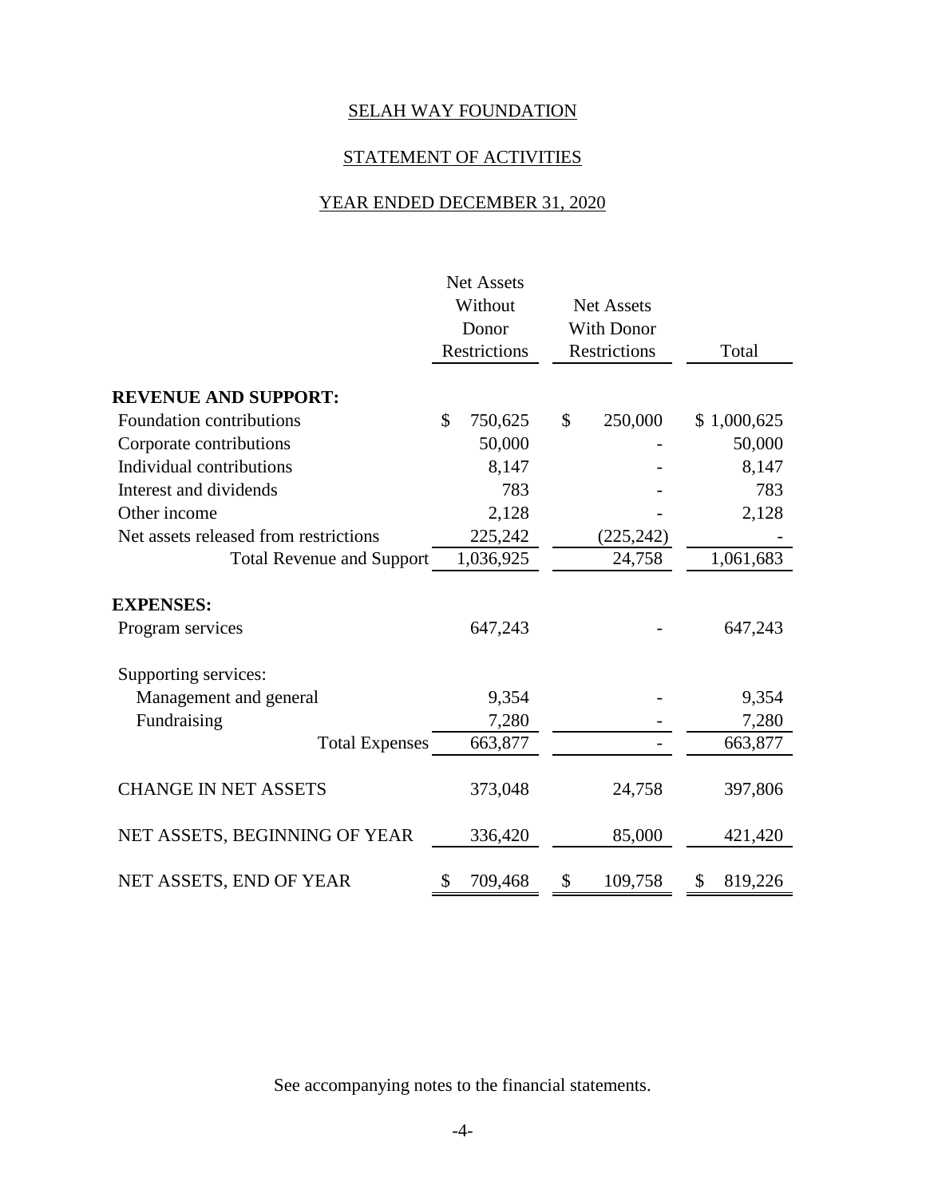# SELAH WAY FOUNDATION

## STATEMENT OF ACTIVITIES

## YEAR ENDED DECEMBER 31, 2020

| | Net Assets Without Donor Restrictions | Net Assets With Donor Restrictions | Total |
|---|---|---|---|
| **REVENUE AND SUPPORT:** | | | |
| Foundation contributions | $ 750,625 | $ 250,000 | $ 1,000,625 |
| Corporate contributions | 50,000 | - | 50,000 |
| Individual contributions | 8,147 | - | 8,147 |
| Interest and dividends | 783 | - | 783 |
| Other income | 2,128 | - | 2,128 |
| Net assets released from restrictions | 225,242 | (225,242) | - |
| Total Revenue and Support | 1,036,925 | 24,758 | 1,061,683 |
| **EXPENSES:** | | | |
| Program services | 647,243 | - | 647,243 |
| Supporting services: | | | |
| Management and general | 9,354 | - | 9,354 |
| Fundraising | 7,280 | - | 7,280 |
| Total Expenses | 663,877 | - | 663,877 |
| CHANGE IN NET ASSETS | 373,048 | 24,758 | 397,806 |
| NET ASSETS, BEGINNING OF YEAR | 336,420 | 85,000 | 421,420 |
| NET ASSETS, END OF YEAR | $ 709,468 | $ 109,758 | $ 819,226 |

See accompanying notes to the financial statements.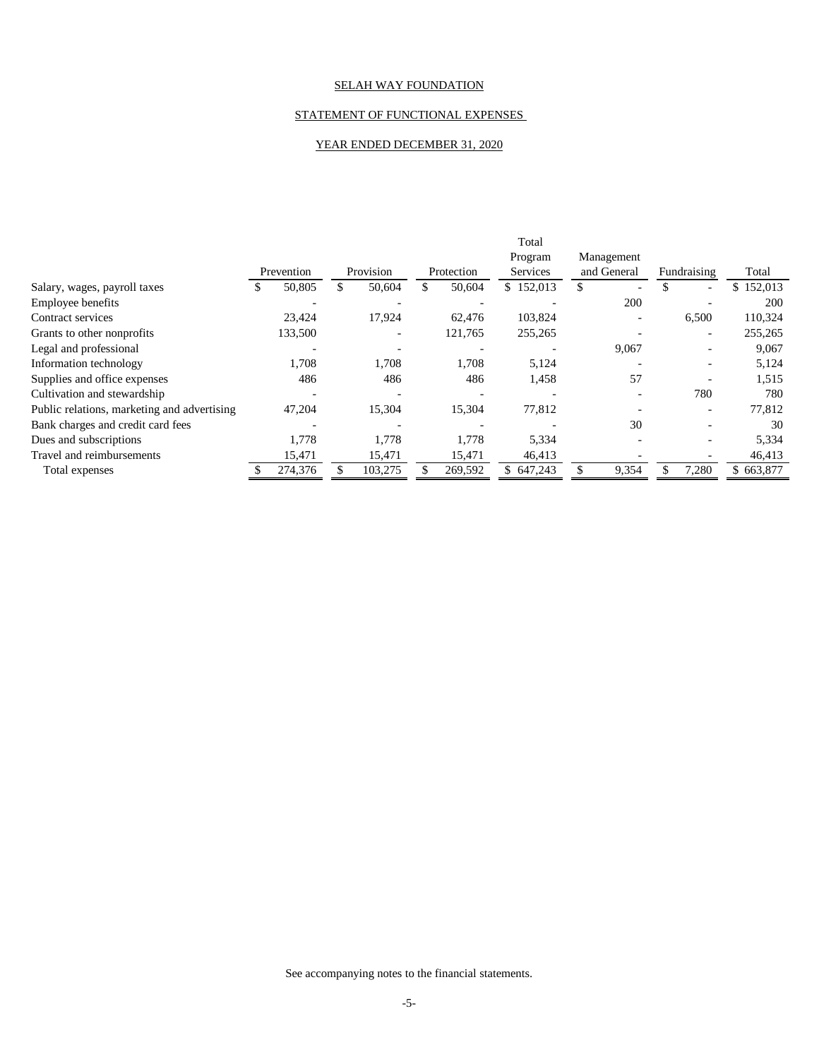SELAH WAY FOUNDATION

STATEMENT OF FUNCTIONAL EXPENSES

YEAR ENDED DECEMBER 31, 2020

| | Prevention | Provision | Protection | Total Program Services | Management and General | Fundraising | Total |
|---|---|---|---|---|---|---|---|
| Salary, wages, payroll taxes | $ 50,805 | $ 50,604 | $ 50,604 | $ 152,013 | $ - | $ - | $ 152,013 |
| Employee benefits | - | - | - | - | 200 | - | 200 |
| Contract services | 23,424 | 17,924 | 62,476 | 103,824 | - | 6,500 | 110,324 |
| Grants to other nonprofits | 133,500 | - | 121,765 | 255,265 | - | - | 255,265 |
| Legal and professional | - | - | - | - | 9,067 | - | 9,067 |
| Information technology | 1,708 | 1,708 | 1,708 | 5,124 | - | - | 5,124 |
| Supplies and office expenses | 486 | 486 | 486 | 1,458 | 57 | - | 1,515 |
| Cultivation and stewardship | - | - | - | - | - | 780 | 780 |
| Public relations, marketing and advertising | 47,204 | 15,304 | 15,304 | 77,812 | - | - | 77,812 |
| Bank charges and credit card fees | - | - | - | - | 30 | - | 30 |
| Dues and subscriptions | 1,778 | 1,778 | 1,778 | 5,334 | - | - | 5,334 |
| Travel and reimbursements | 15,471 | 15,471 | 15,471 | 46,413 | - | - | 46,413 |
| Total expenses | $ 274,376 | $ 103,275 | $ 269,592 | $ 647,243 | $ 9,354 | $ 7,280 | $ 663,877 |

See accompanying notes to the financial statements.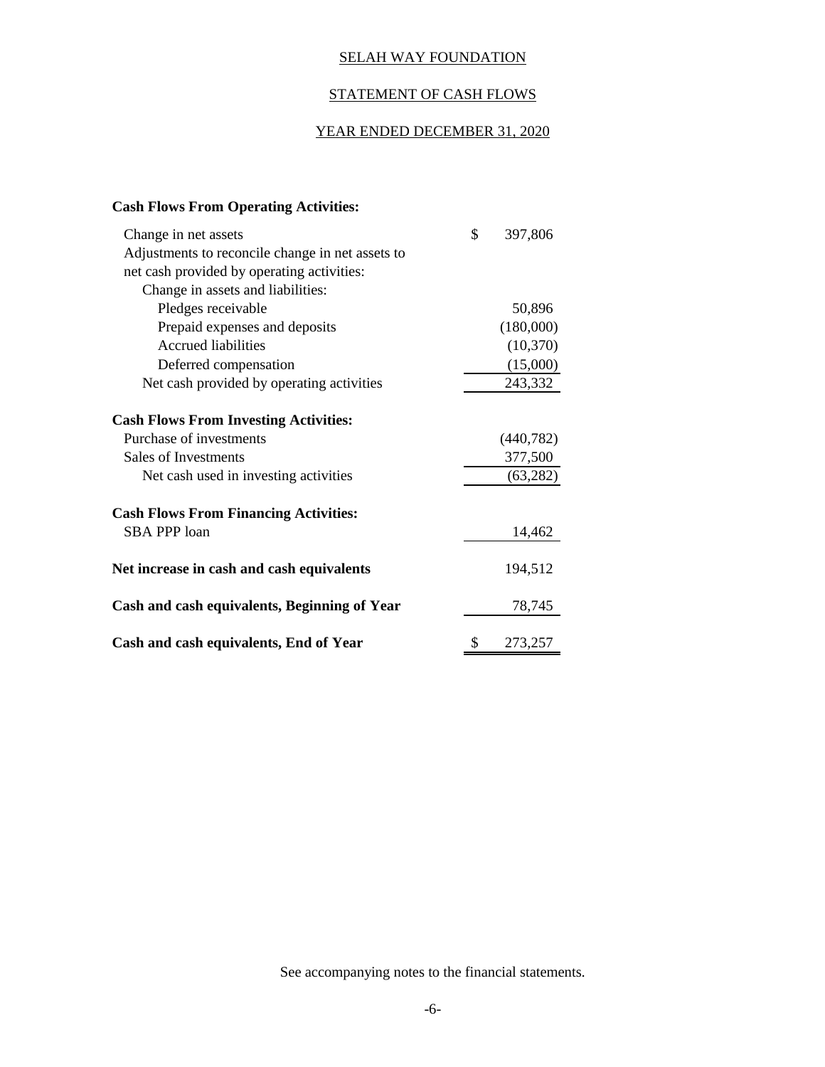SELAH WAY FOUNDATION

STATEMENT OF CASH FLOWS

YEAR ENDED DECEMBER 31, 2020

| | |
|---|---|
| **Cash Flows From Operating Activities:** | |
| Change in net assets | $ 397,806 |
| Adjustments to reconcile change in net assets to net cash provided by operating activities: | |
| Change in assets and liabilities: | |
| Pledges receivable | 50,896 |
| Prepaid expenses and deposits | (180,000) |
| Accrued liabilities | (10,370) |
| Deferred compensation | (15,000) |
| Net cash provided by operating activities | 243,332 |
| **Cash Flows From Investing Activities:** | |
| Purchase of investments | (440,782) |
| Sales of Investments | 377,500 |
| Net cash used in investing activities | (63,282) |
| **Cash Flows From Financing Activities:** | |
| SBA PPP loan | 14,462 |
| **Net increase in cash and cash equivalents** | 194,512 |
| **Cash and cash equivalents, Beginning of Year** | 78,745 |
| **Cash and cash equivalents, End of Year** | $ 273,257 |

See accompanying notes to the financial statements.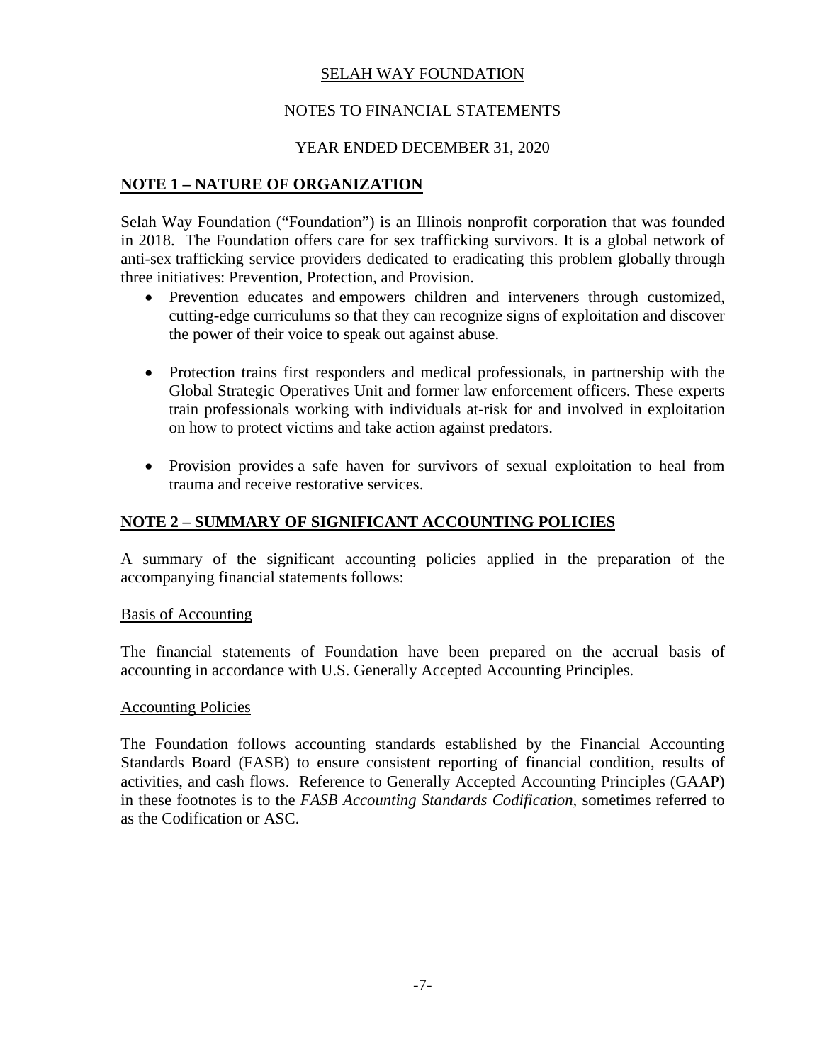SELAH WAY FOUNDATION

NOTES TO FINANCIAL STATEMENTS

YEAR ENDED DECEMBER 31, 2020

## NOTE 1 – NATURE OF ORGANIZATION

Selah Way Foundation ("Foundation") is an Illinois nonprofit corporation that was founded in 2018. The Foundation offers care for sex trafficking survivors. It is a global network of anti-sex trafficking service providers dedicated to eradicating this problem globally through three initiatives: Prevention, Protection, and Provision.

- Prevention educates and empowers children and interveners through customized, cutting-edge curriculums so that they can recognize signs of exploitation and discover the power of their voice to speak out against abuse.

- Protection trains first responders and medical professionals, in partnership with the Global Strategic Operatives Unit and former law enforcement officers. These experts train professionals working with individuals at-risk for and involved in exploitation on how to protect victims and take action against predators.

- Provision provides a safe haven for survivors of sexual exploitation to heal from trauma and receive restorative services.

## NOTE 2 – SUMMARY OF SIGNIFICANT ACCOUNTING POLICIES

A summary of the significant accounting policies applied in the preparation of the accompanying financial statements follows:

### Basis of Accounting

The financial statements of Foundation have been prepared on the accrual basis of accounting in accordance with U.S. Generally Accepted Accounting Principles.

### Accounting Policies

The Foundation follows accounting standards established by the Financial Accounting Standards Board (FASB) to ensure consistent reporting of financial condition, results of activities, and cash flows. Reference to Generally Accepted Accounting Principles (GAAP) in these footnotes is to the *FASB Accounting Standards Codification*, sometimes referred to as the Codification or ASC.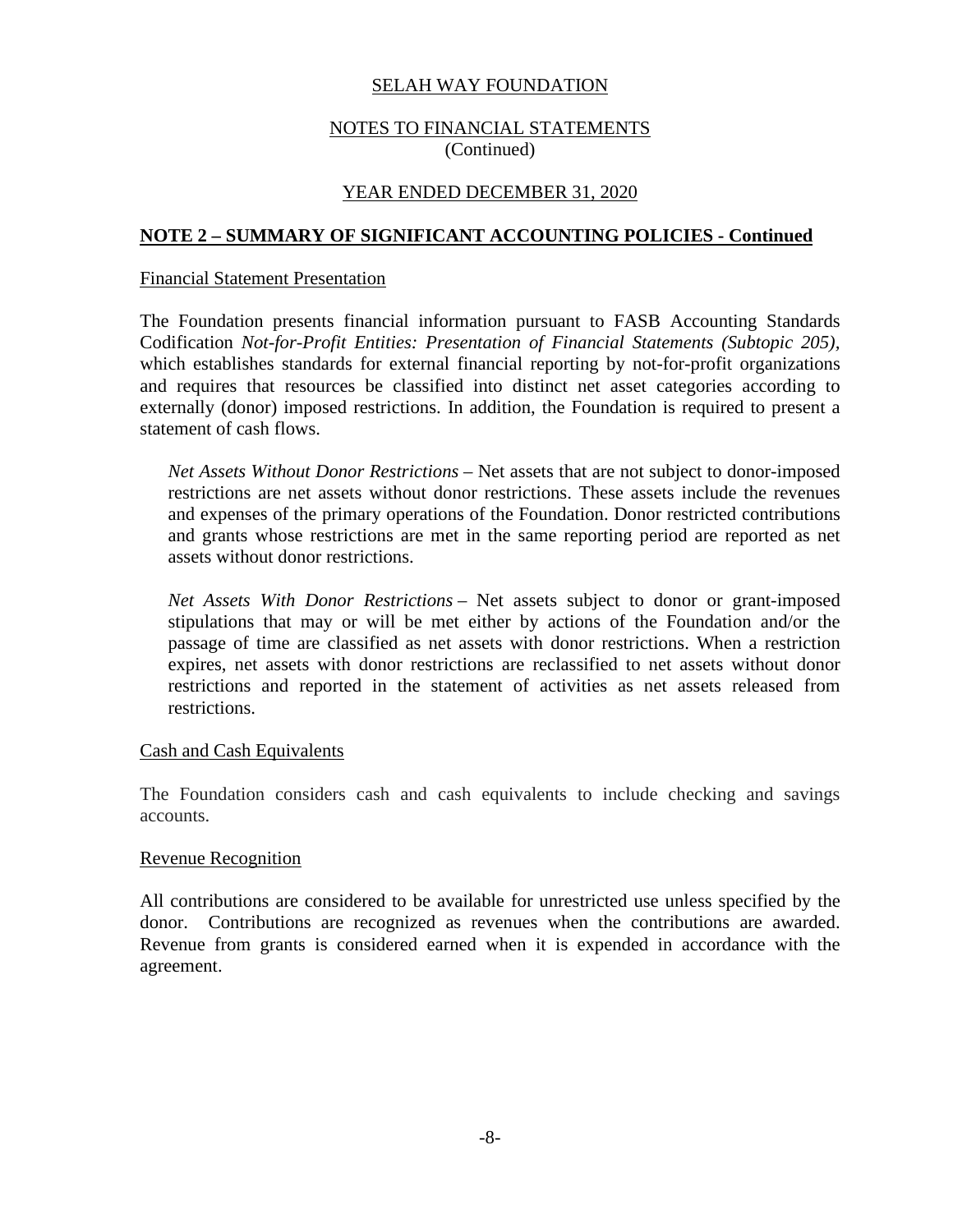## NOTE 2 – SUMMARY OF SIGNIFICANT ACCOUNTING POLICIES - Continued

### Financial Statement Presentation

The Foundation presents financial information pursuant to FASB Accounting Standards Codification *Not-for-Profit Entities: Presentation of Financial Statements (Subtopic 205),* which establishes standards for external financial reporting by not-for-profit organizations and requires that resources be classified into distinct net asset categories according to externally (donor) imposed restrictions. In addition, the Foundation is required to present a statement of cash flows.

*Net Assets Without Donor Restrictions* – Net assets that are not subject to donor-imposed restrictions are net assets without donor restrictions. These assets include the revenues and expenses of the primary operations of the Foundation. Donor restricted contributions and grants whose restrictions are met in the same reporting period are reported as net assets without donor restrictions.

*Net Assets With Donor Restrictions* – Net assets subject to donor or grant-imposed stipulations that may or will be met either by actions of the Foundation and/or the passage of time are classified as net assets with donor restrictions. When a restriction expires, net assets with donor restrictions are reclassified to net assets without donor restrictions and reported in the statement of activities as net assets released from restrictions.

### Cash and Cash Equivalents

The Foundation considers cash and cash equivalents to include checking and savings accounts.

### Revenue Recognition

All contributions are considered to be available for unrestricted use unless specified by the donor. Contributions are recognized as revenues when the contributions are awarded. Revenue from grants is considered earned when it is expended in accordance with the agreement.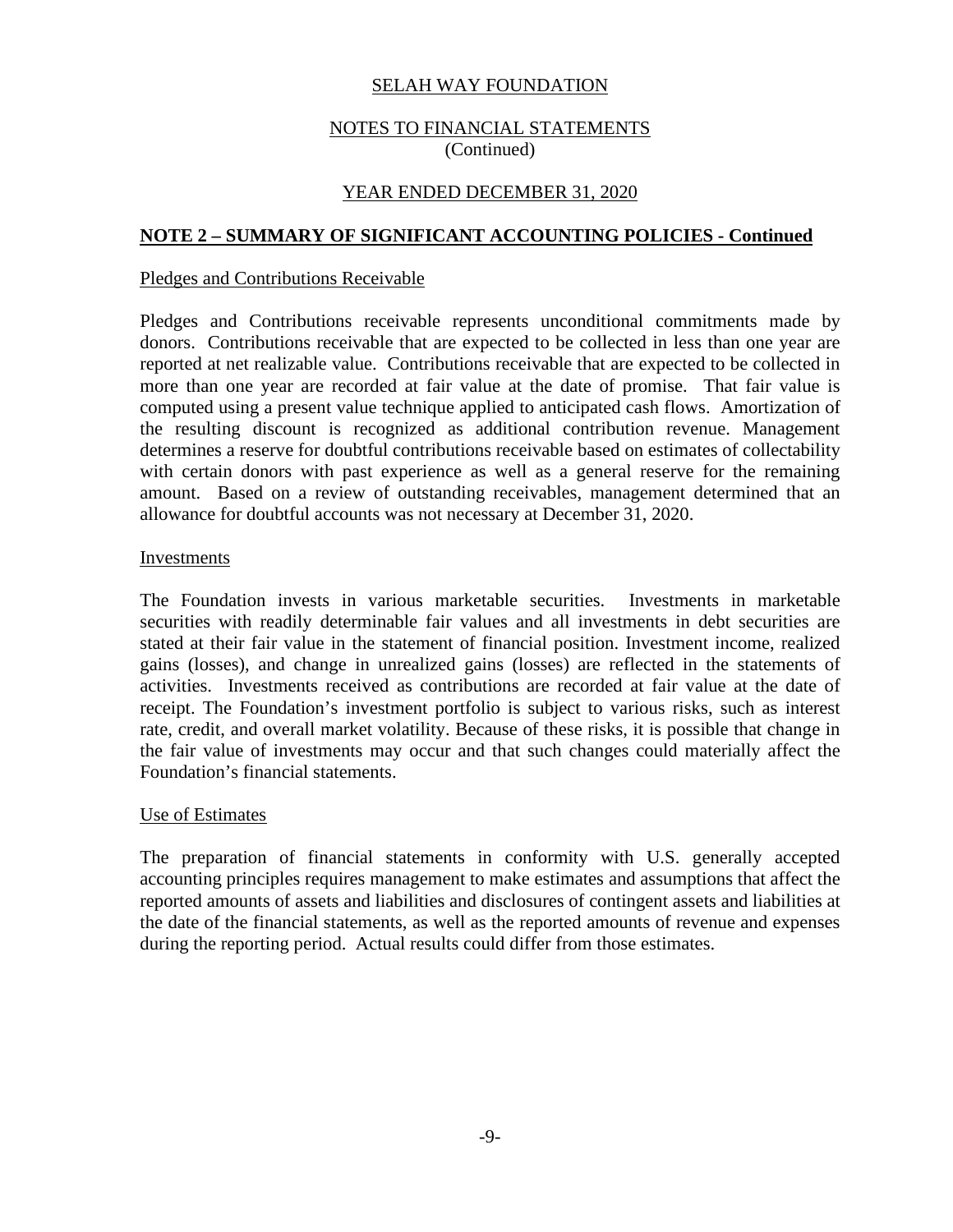## NOTE 2 – SUMMARY OF SIGNIFICANT ACCOUNTING POLICIES - Continued

### Pledges and Contributions Receivable

Pledges and Contributions receivable represents unconditional commitments made by donors. Contributions receivable that are expected to be collected in less than one year are reported at net realizable value. Contributions receivable that are expected to be collected in more than one year are recorded at fair value at the date of promise. That fair value is computed using a present value technique applied to anticipated cash flows. Amortization of the resulting discount is recognized as additional contribution revenue. Management determines a reserve for doubtful contributions receivable based on estimates of collectability with certain donors with past experience as well as a general reserve for the remaining amount. Based on a review of outstanding receivables, management determined that an allowance for doubtful accounts was not necessary at December 31, 2020.

### Investments

The Foundation invests in various marketable securities. Investments in marketable securities with readily determinable fair values and all investments in debt securities are stated at their fair value in the statement of financial position. Investment income, realized gains (losses), and change in unrealized gains (losses) are reflected in the statements of activities. Investments received as contributions are recorded at fair value at the date of receipt. The Foundation's investment portfolio is subject to various risks, such as interest rate, credit, and overall market volatility. Because of these risks, it is possible that change in the fair value of investments may occur and that such changes could materially affect the Foundation's financial statements.

### Use of Estimates

The preparation of financial statements in conformity with U.S. generally accepted accounting principles requires management to make estimates and assumptions that affect the reported amounts of assets and liabilities and disclosures of contingent assets and liabilities at the date of the financial statements, as well as the reported amounts of revenue and expenses during the reporting period. Actual results could differ from those estimates.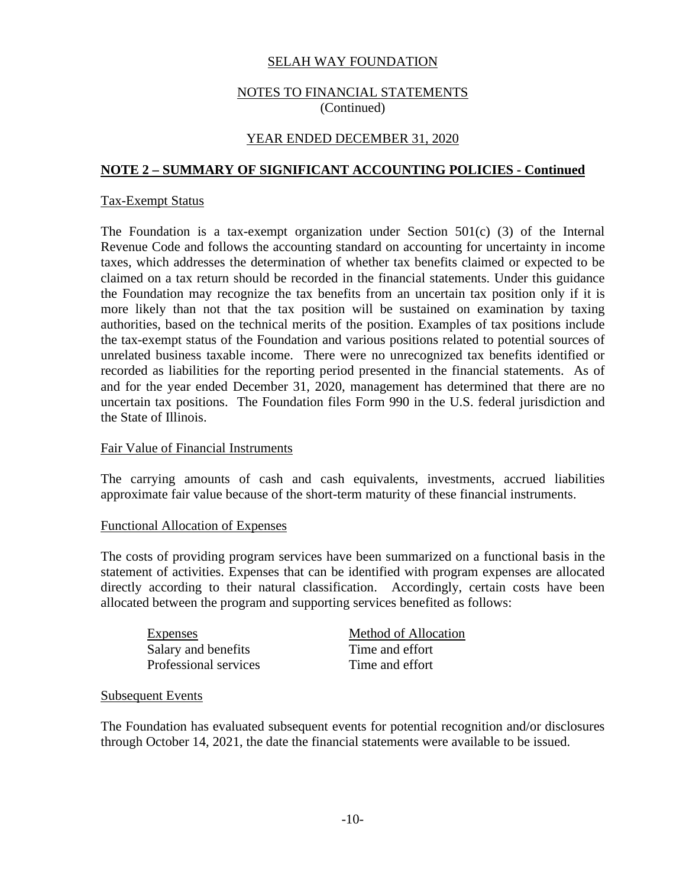SELAH WAY FOUNDATION

NOTES TO FINANCIAL STATEMENTS
(Continued)

YEAR ENDED DECEMBER 31, 2020

## NOTE 2 – SUMMARY OF SIGNIFICANT ACCOUNTING POLICIES - Continued

### Tax-Exempt Status

The Foundation is a tax-exempt organization under Section 501(c) (3) of the Internal Revenue Code and follows the accounting standard on accounting for uncertainty in income taxes, which addresses the determination of whether tax benefits claimed or expected to be claimed on a tax return should be recorded in the financial statements. Under this guidance the Foundation may recognize the tax benefits from an uncertain tax position only if it is more likely than not that the tax position will be sustained on examination by taxing authorities, based on the technical merits of the position. Examples of tax positions include the tax-exempt status of the Foundation and various positions related to potential sources of unrelated business taxable income. There were no unrecognized tax benefits identified or recorded as liabilities for the reporting period presented in the financial statements. As of and for the year ended December 31, 2020, management has determined that there are no uncertain tax positions. The Foundation files Form 990 in the U.S. federal jurisdiction and the State of Illinois.

### Fair Value of Financial Instruments

The carrying amounts of cash and cash equivalents, investments, accrued liabilities approximate fair value because of the short-term maturity of these financial instruments.

### Functional Allocation of Expenses

The costs of providing program services have been summarized on a functional basis in the statement of activities. Expenses that can be identified with program expenses are allocated directly according to their natural classification. Accordingly, certain costs have been allocated between the program and supporting services benefited as follows:

| Expenses | Method of Allocation |
|---|---|
| Salary and benefits | Time and effort |
| Professional services | Time and effort |

### Subsequent Events

The Foundation has evaluated subsequent events for potential recognition and/or disclosures through October 14, 2021, the date the financial statements were available to be issued.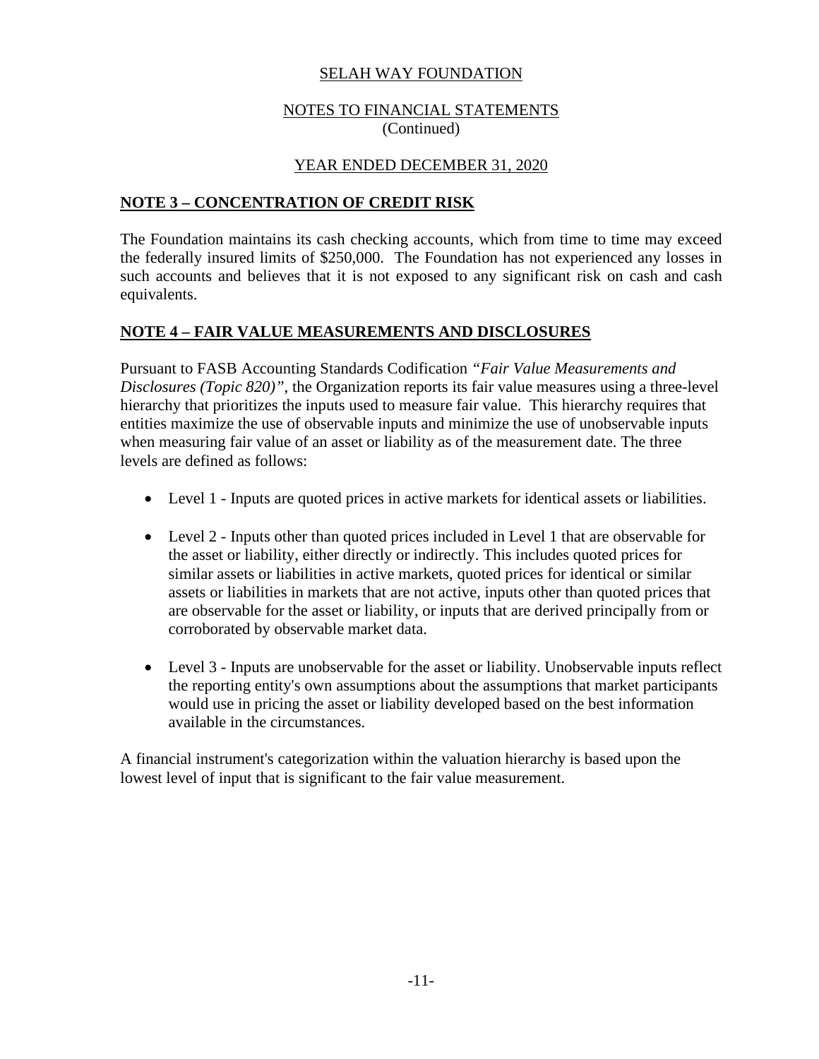SELAH WAY FOUNDATION

NOTES TO FINANCIAL STATEMENTS
(Continued)

YEAR ENDED DECEMBER 31, 2020

## NOTE 3 – CONCENTRATION OF CREDIT RISK

The Foundation maintains its cash checking accounts, which from time to time may exceed the federally insured limits of $250,000. The Foundation has not experienced any losses in such accounts and believes that it is not exposed to any significant risk on cash and cash equivalents.

## NOTE 4 – FAIR VALUE MEASUREMENTS AND DISCLOSURES

Pursuant to FASB Accounting Standards Codification *"Fair Value Measurements and Disclosures (Topic 820)"*, the Organization reports its fair value measures using a three-level hierarchy that prioritizes the inputs used to measure fair value. This hierarchy requires that entities maximize the use of observable inputs and minimize the use of unobservable inputs when measuring fair value of an asset or liability as of the measurement date. The three levels are defined as follows:

- Level 1 - Inputs are quoted prices in active markets for identical assets or liabilities.

- Level 2 - Inputs other than quoted prices included in Level 1 that are observable for the asset or liability, either directly or indirectly. This includes quoted prices for similar assets or liabilities in active markets, quoted prices for identical or similar assets or liabilities in markets that are not active, inputs other than quoted prices that are observable for the asset or liability, or inputs that are derived principally from or corroborated by observable market data.

- Level 3 - Inputs are unobservable for the asset or liability. Unobservable inputs reflect the reporting entity's own assumptions about the assumptions that market participants would use in pricing the asset or liability developed based on the best information available in the circumstances.

A financial instrument's categorization within the valuation hierarchy is based upon the lowest level of input that is significant to the fair value measurement.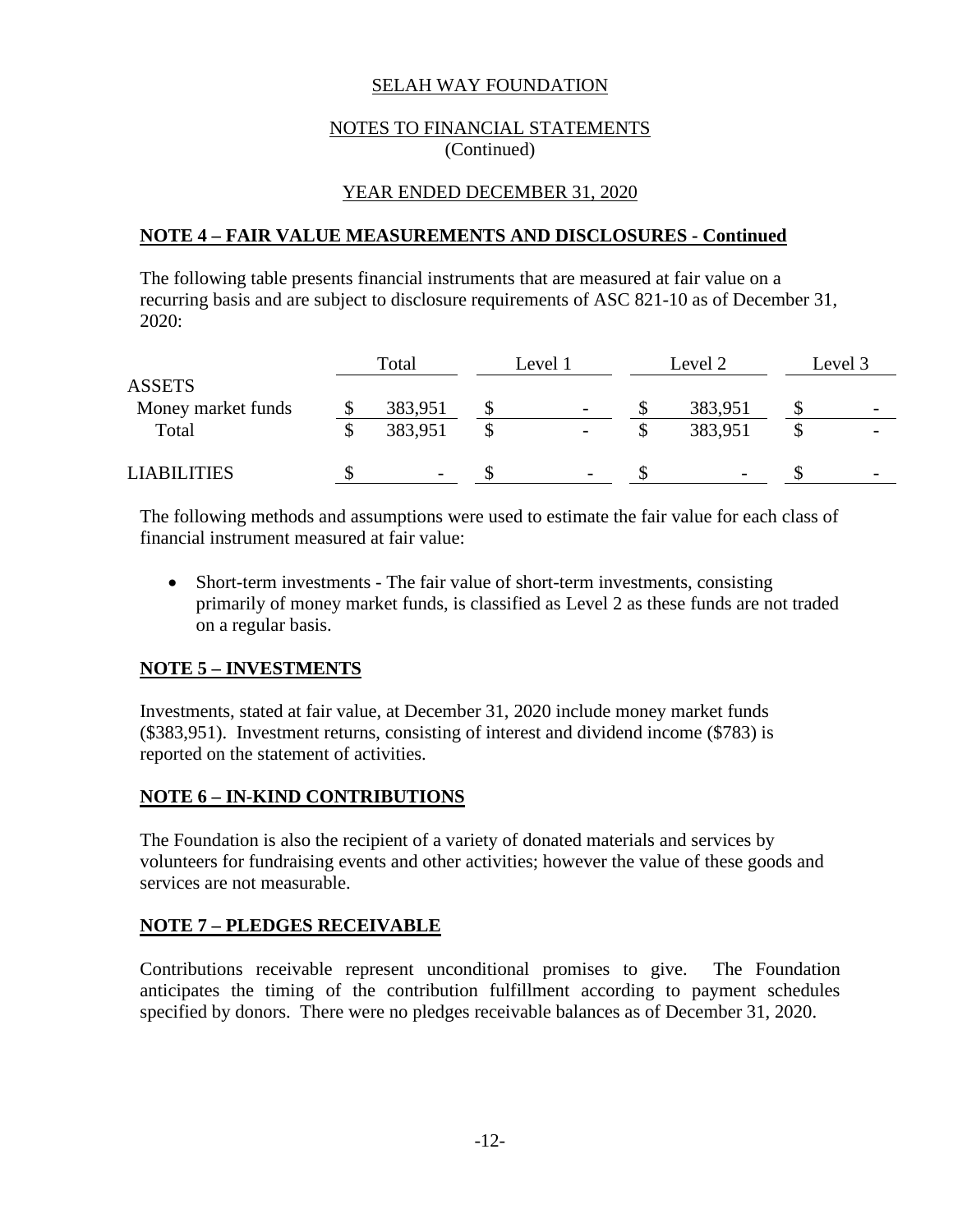SELAH WAY FOUNDATION

NOTES TO FINANCIAL STATEMENTS
(Continued)

YEAR ENDED DECEMBER 31, 2020

## NOTE 4 – FAIR VALUE MEASUREMENTS AND DISCLOSURES - Continued

The following table presents financial instruments that are measured at fair value on a recurring basis and are subject to disclosure requirements of ASC 821-10 as of December 31, 2020:

| | Total | Level 1 | Level 2 | Level 3 |
|---|---|---|---|---|
| ASSETS | | | | |
| Money market funds | $ 383,951 | $ - | $ 383,951 | $ - |
| Total | $ 383,951 | $ - | $ 383,951 | $ - |
| LIABILITIES | $ - | $ - | $ - | $ - |

The following methods and assumptions were used to estimate the fair value for each class of financial instrument measured at fair value:

- Short-term investments - The fair value of short-term investments, consisting primarily of money market funds, is classified as Level 2 as these funds are not traded on a regular basis.

## NOTE 5 – INVESTMENTS

Investments, stated at fair value, at December 31, 2020 include money market funds ($383,951). Investment returns, consisting of interest and dividend income ($783) is reported on the statement of activities.

## NOTE 6 – IN-KIND CONTRIBUTIONS

The Foundation is also the recipient of a variety of donated materials and services by volunteers for fundraising events and other activities; however the value of these goods and services are not measurable.

## NOTE 7 – PLEDGES RECEIVABLE

Contributions receivable represent unconditional promises to give. The Foundation anticipates the timing of the contribution fulfillment according to payment schedules specified by donors. There were no pledges receivable balances as of December 31, 2020.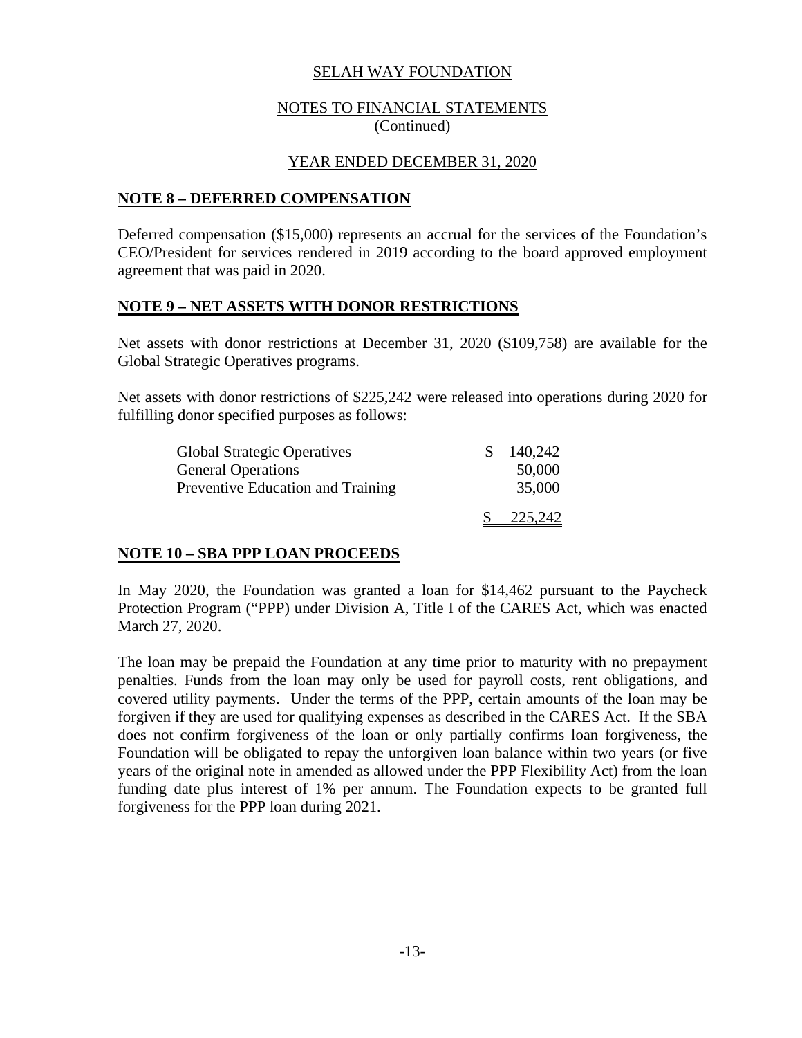SELAH WAY FOUNDATION

NOTES TO FINANCIAL STATEMENTS
(Continued)

YEAR ENDED DECEMBER 31, 2020

## NOTE 8 – DEFERRED COMPENSATION

Deferred compensation ($15,000) represents an accrual for the services of the Foundation's CEO/President for services rendered in 2019 according to the board approved employment agreement that was paid in 2020.

## NOTE 9 – NET ASSETS WITH DONOR RESTRICTIONS

Net assets with donor restrictions at December 31, 2020 ($109,758) are available for the Global Strategic Operatives programs.

Net assets with donor restrictions of $225,242 were released into operations during 2020 for fulfilling donor specified purposes as follows:

| | |
|---|---|
| Global Strategic Operatives | $ 140,242 |
| General Operations | 50,000 |
| Preventive Education and Training | 35,000 |
| | $ 225,242 |

## NOTE 10 – SBA PPP LOAN PROCEEDS

In May 2020, the Foundation was granted a loan for $14,462 pursuant to the Paycheck Protection Program ("PPP) under Division A, Title I of the CARES Act, which was enacted March 27, 2020.

The loan may be prepaid the Foundation at any time prior to maturity with no prepayment penalties. Funds from the loan may only be used for payroll costs, rent obligations, and covered utility payments. Under the terms of the PPP, certain amounts of the loan may be forgiven if they are used for qualifying expenses as described in the CARES Act. If the SBA does not confirm forgiveness of the loan or only partially confirms loan forgiveness, the Foundation will be obligated to repay the unforgiven loan balance within two years (or five years of the original note in amended as allowed under the PPP Flexibility Act) from the loan funding date plus interest of 1% per annum. The Foundation expects to be granted full forgiveness for the PPP loan during 2021.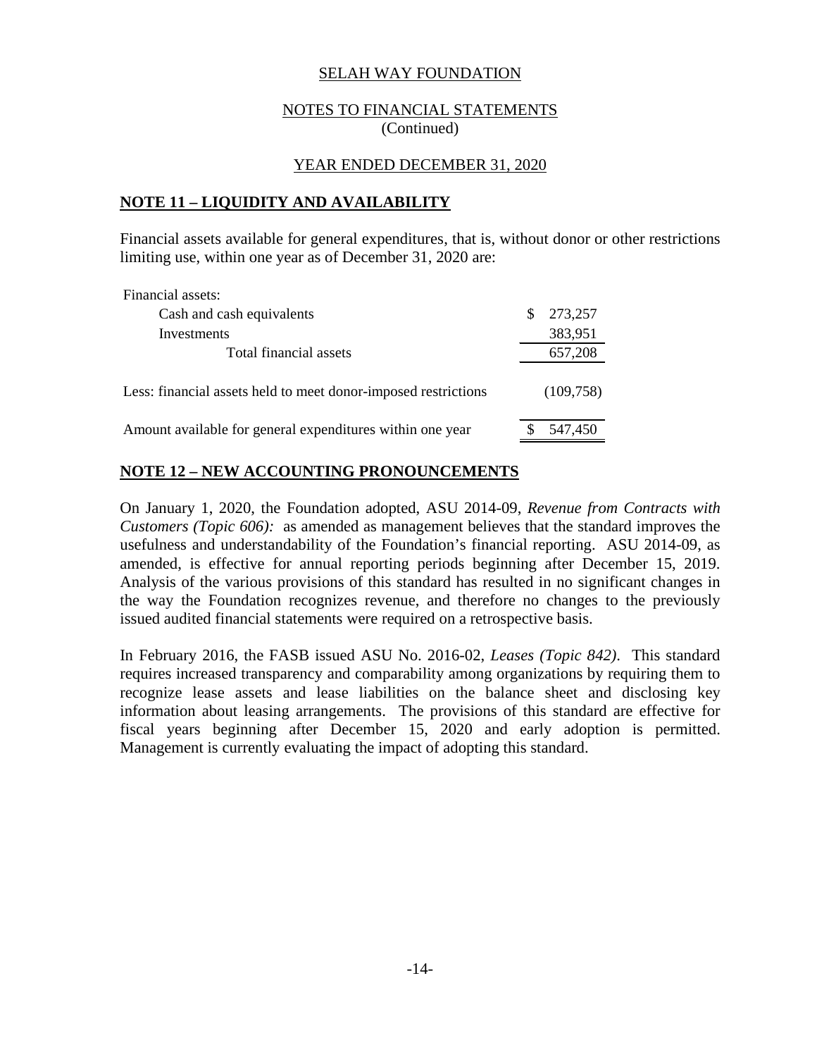SELAH WAY FOUNDATION

NOTES TO FINANCIAL STATEMENTS
(Continued)

YEAR ENDED DECEMBER 31, 2020

## NOTE 11 – LIQUIDITY AND AVAILABILITY

Financial assets available for general expenditures, that is, without donor or other restrictions limiting use, within one year as of December 31, 2020 are:

| | |
|---|---|
| Financial assets: | |
| Cash and cash equivalents | $ 273,257 |
| Investments | 383,951 |
| Total financial assets | 657,208 |
| Less: financial assets held to meet donor-imposed restrictions | (109,758) |
| Amount available for general expenditures within one year | $ 547,450 |

## NOTE 12 – NEW ACCOUNTING PRONOUNCEMENTS

On January 1, 2020, the Foundation adopted, ASU 2014-09, *Revenue from Contracts with Customers (Topic 606):* as amended as management believes that the standard improves the usefulness and understandability of the Foundation's financial reporting. ASU 2014-09, as amended, is effective for annual reporting periods beginning after December 15, 2019. Analysis of the various provisions of this standard has resulted in no significant changes in the way the Foundation recognizes revenue, and therefore no changes to the previously issued audited financial statements were required on a retrospective basis.

In February 2016, the FASB issued ASU No. 2016-02, *Leases (Topic 842)*. This standard requires increased transparency and comparability among organizations by requiring them to recognize lease assets and lease liabilities on the balance sheet and disclosing key information about leasing arrangements. The provisions of this standard are effective for fiscal years beginning after December 15, 2020 and early adoption is permitted. Management is currently evaluating the impact of adopting this standard.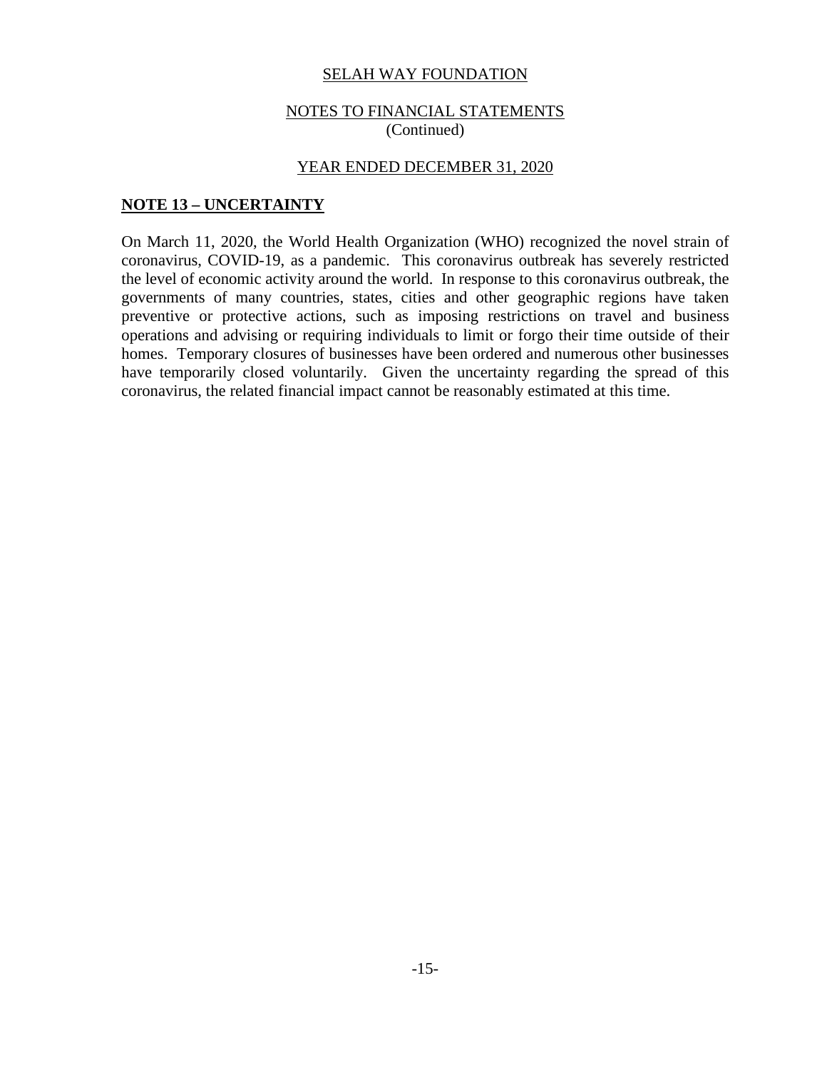## NOTE 13 – UNCERTAINTY

On March 11, 2020, the World Health Organization (WHO) recognized the novel strain of coronavirus, COVID-19, as a pandemic. This coronavirus outbreak has severely restricted the level of economic activity around the world. In response to this coronavirus outbreak, the governments of many countries, states, cities and other geographic regions have taken preventive or protective actions, such as imposing restrictions on travel and business operations and advising or requiring individuals to limit or forgo their time outside of their homes. Temporary closures of businesses have been ordered and numerous other businesses have temporarily closed voluntarily. Given the uncertainty regarding the spread of this coronavirus, the related financial impact cannot be reasonably estimated at this time.